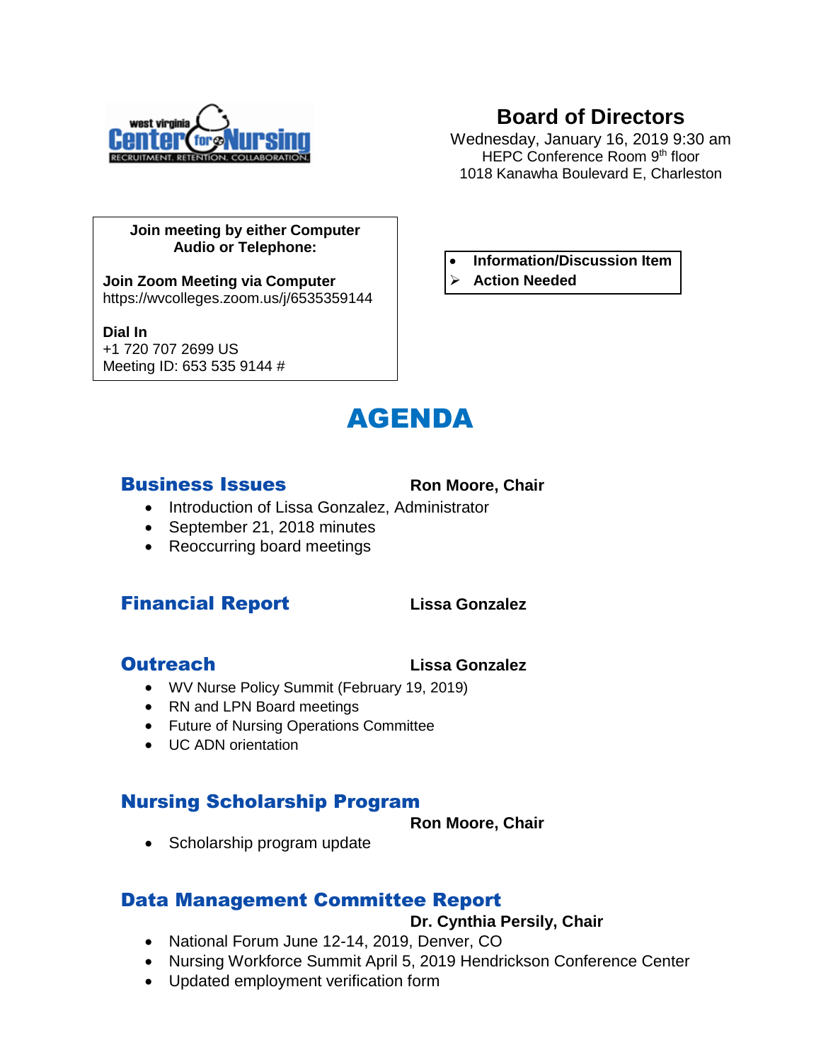# Board of Directors

Wednesday, January 16, 2019 9:30 am
HEPC Conference Room 9th floor
1018 Kanawha Boulevard E, Charleston

**Join meeting by either Computer Audio or Telephone:**

**Join Zoom Meeting via Computer**
https://wvcolleges.zoom.us/j/6535359144

**Dial In**
+1 720 707 2699 US
Meeting ID: 653 535 9144 #

- **Information/Discussion Item**
- ➢ **Action Needed**

# AGENDA

## Business Issues

**Ron Moore, Chair**

- Introduction of Lissa Gonzalez, Administrator
- September 21, 2018 minutes
- Reoccurring board meetings

## Financial Report

**Lissa Gonzalez**

## Outreach

**Lissa Gonzalez**

- WV Nurse Policy Summit (February 19, 2019)
- RN and LPN Board meetings
- Future of Nursing Operations Committee
- UC ADN orientation

## Nursing Scholarship Program

**Ron Moore, Chair**

- Scholarship program update

## Data Management Committee Report

**Dr. Cynthia Persily, Chair**

- National Forum June 12-14, 2019, Denver, CO
- Nursing Workforce Summit April 5, 2019 Hendrickson Conference Center
- Updated employment verification form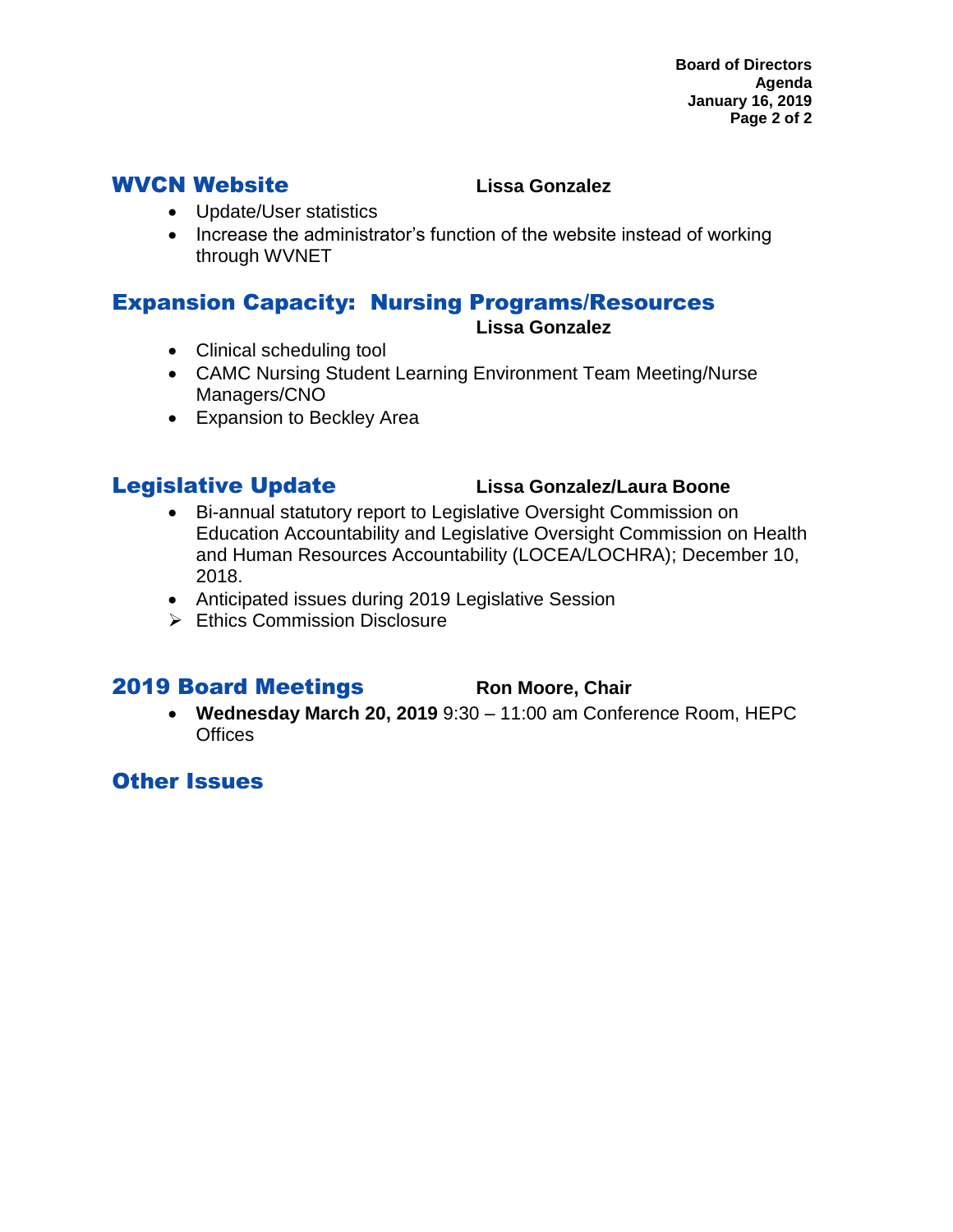## WVCN Website — **Lissa Gonzalez**

- Update/User statistics
- Increase the administrator's function of the website instead of working through WVNET

## Expansion Capacity: Nursing Programs/Resources

**Lissa Gonzalez**

- Clinical scheduling tool
- CAMC Nursing Student Learning Environment Team Meeting/Nurse Managers/CNO
- Expansion to Beckley Area

## Legislative Update — **Lissa Gonzalez/Laura Boone**

- Bi-annual statutory report to Legislative Oversight Commission on Education Accountability and Legislative Oversight Commission on Health and Human Resources Accountability (LOCEA/LOCHRA); December 10, 2018.
- Anticipated issues during 2019 Legislative Session
- ➢ Ethics Commission Disclosure

## 2019 Board Meetings — **Ron Moore, Chair**

- **Wednesday March 20, 2019** 9:30 – 11:00 am Conference Room, HEPC Offices

## Other Issues